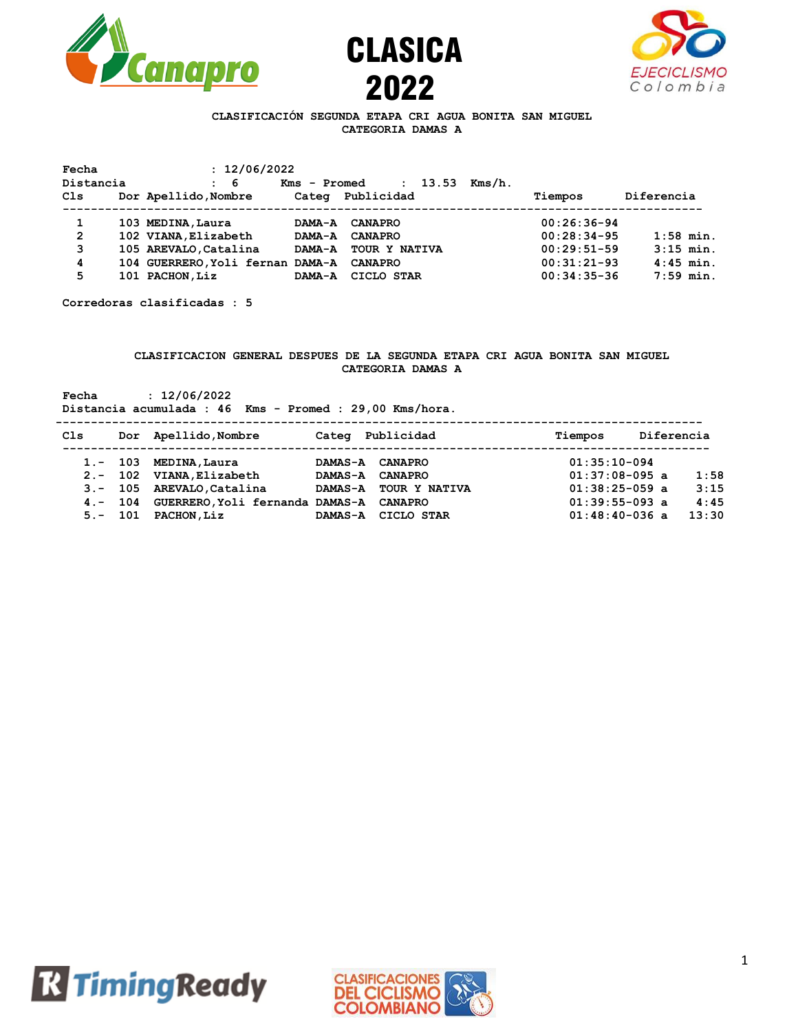# CLASICA 2022

**CLASIFICACIÓN SEGUNDA ETAPA CRI AGUA BONITA SAN MIGUEL**
**CATEGORIA DAMAS A**

**Fecha : 12/06/2022**
**Distancia : 6 Kms - Promed : 13.53 Kms/h.**

| Cls | Dor | Apellido,Nombre | Categ | Publicidad | Tiempos | Diferencia |
|---|---|---|---|---|---|---|
| 1 | 103 | MEDINA,Laura | DAMA-A | CANAPRO | 00:26:36-94 | |
| 2 | 102 | VIANA,Elizabeth | DAMA-A | CANAPRO | 00:28:34-95 | 1:58 min. |
| 3 | 105 | AREVALO,Catalina | DAMA-A | TOUR Y NATIVA | 00:29:51-59 | 3:15 min. |
| 4 | 104 | GUERRERO,Yoli fernan | DAMA-A | CANAPRO | 00:31:21-93 | 4:45 min. |
| 5 | 101 | PACHON,Liz | DAMA-A | CICLO STAR | 00:34:35-36 | 7:59 min. |

**Corredoras clasificadas : 5**

**CLASIFICACION GENERAL DESPUES DE LA SEGUNDA ETAPA CRI AGUA BONITA SAN MIGUEL**
**CATEGORIA DAMAS A**

**Fecha : 12/06/2022**
**Distancia acumulada : 46 Kms - Promed : 29,00 Kms/hora.**

| Cls | Dor | Apellido,Nombre | Categ | Publicidad | Tiempos | Diferencia |
|---|---|---|---|---|---|---|
| 1.- | 103 | MEDINA,Laura | DAMAS-A | CANAPRO | 01:35:10-094 | |
| 2.- | 102 | VIANA,Elizabeth | DAMAS-A | CANAPRO | 01:37:08-095 a | 1:58 |
| 3.- | 105 | AREVALO,Catalina | DAMAS-A | TOUR Y NATIVA | 01:38:25-059 a | 3:15 |
| 4.- | 104 | GUERRERO,Yoli fernanda | DAMAS-A | CANAPRO | 01:39:55-093 a | 4:45 |
| 5.- | 101 | PACHON,Liz | DAMAS-A | CICLO STAR | 01:48:40-036 a | 13:30 |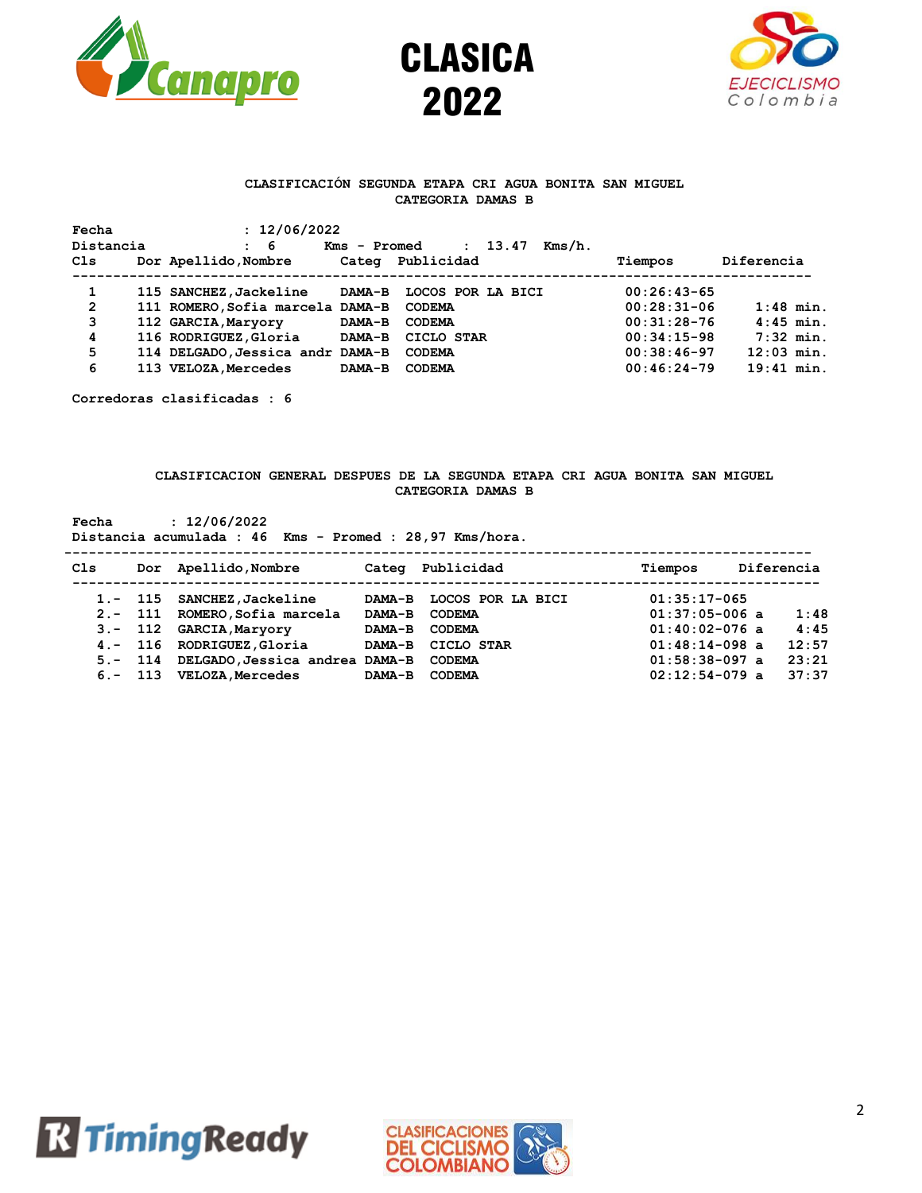# CLASICA 2022

### CLASIFICACIÓN SEGUNDA ETAPA CRI AGUA BONITA SAN MIGUEL
### CATEGORIA DAMAS B

Fecha : 12/06/2022
Distancia : 6 Kms - Promed : 13.47 Kms/h.

| Cls | Dor | Apellido,Nombre | Categ | Publicidad | Tiempos | Diferencia |
|---|---|---|---|---|---|---|
| 1 | 115 | SANCHEZ,Jackeline | DAMA-B | LOCOS POR LA BICI | 00:26:43-65 | |
| 2 | 111 | ROMERO,Sofia marcela | DAMA-B | CODEMA | 00:28:31-06 | 1:48 min. |
| 3 | 112 | GARCIA,Maryory | DAMA-B | CODEMA | 00:31:28-76 | 4:45 min. |
| 4 | 116 | RODRIGUEZ,Gloria | DAMA-B | CICLO STAR | 00:34:15-98 | 7:32 min. |
| 5 | 114 | DELGADO,Jessica andr | DAMA-B | CODEMA | 00:38:46-97 | 12:03 min. |
| 6 | 113 | VELOZA,Mercedes | DAMA-B | CODEMA | 00:46:24-79 | 19:41 min. |

Corredoras clasificadas : 6

### CLASIFICACION GENERAL DESPUES DE LA SEGUNDA ETAPA CRI AGUA BONITA SAN MIGUEL
### CATEGORIA DAMAS B

Fecha : 12/06/2022
Distancia acumulada : 46 Kms - Promed : 28,97 Kms/hora.

| Cls | Dor | Apellido,Nombre | Categ | Publicidad | Tiempos | Diferencia |
|---|---|---|---|---|---|---|
| 1.- | 115 | SANCHEZ,Jackeline | DAMA-B | LOCOS POR LA BICI | 01:35:17-065 | |
| 2.- | 111 | ROMERO,Sofia marcela | DAMA-B | CODEMA | 01:37:05-006 a | 1:48 |
| 3.- | 112 | GARCIA,Maryory | DAMA-B | CODEMA | 01:40:02-076 a | 4:45 |
| 4.- | 116 | RODRIGUEZ,Gloria | DAMA-B | CICLO STAR | 01:48:14-098 a | 12:57 |
| 5.- | 114 | DELGADO,Jessica andrea | DAMA-B | CODEMA | 01:58:38-097 a | 23:21 |
| 6.- | 113 | VELOZA,Mercedes | DAMA-B | CODEMA | 02:12:54-079 a | 37:37 |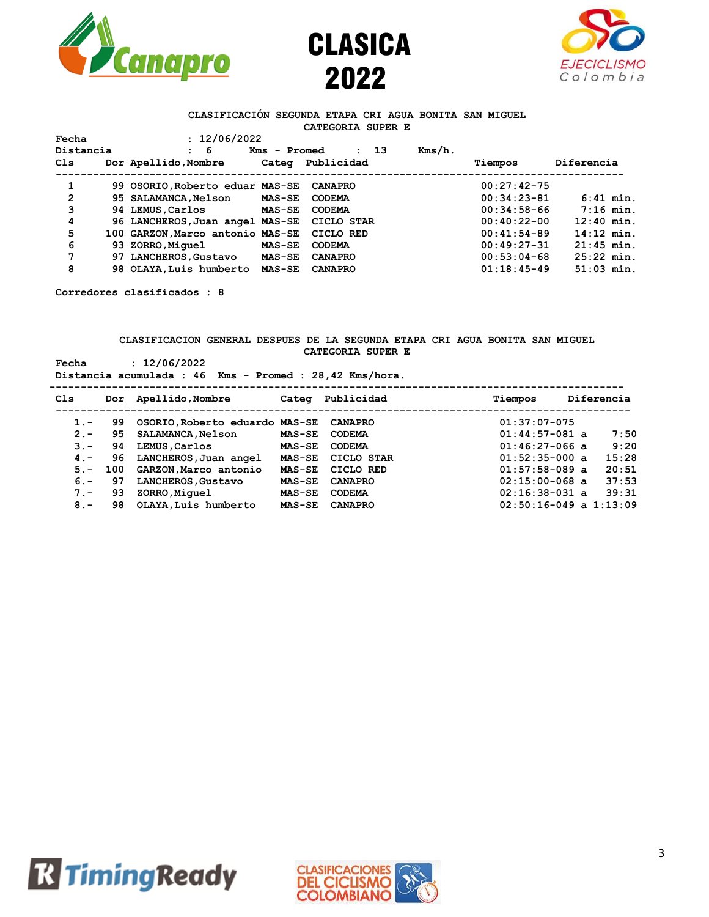# CLASICA 2022

## CLASIFICACIÓN SEGUNDA ETAPA CRI AGUA BONITA SAN MIGUEL
### CATEGORIA SUPER E

**Fecha** : 12/06/2022
**Distancia** : 6 Kms - Promed : 13 Kms/h.

| Cls | Dor | Apellido,Nombre | Categ | Publicidad | Tiempos | Diferencia |
|---|---|---|---|---|---|---|
| 1 | 99 | OSORIO,Roberto eduar | MAS-SE | CANAPRO | 00:27:42-75 | |
| 2 | 95 | SALAMANCA,Nelson | MAS-SE | CODEMA | 00:34:23-81 | 6:41 min. |
| 3 | 94 | LEMUS,Carlos | MAS-SE | CODEMA | 00:34:58-66 | 7:16 min. |
| 4 | 96 | LANCHEROS,Juan angel | MAS-SE | CICLO STAR | 00:40:22-00 | 12:40 min. |
| 5 | 100 | GARZON,Marco antonio | MAS-SE | CICLO RED | 00:41:54-89 | 14:12 min. |
| 6 | 93 | ZORRO,Miguel | MAS-SE | CODEMA | 00:49:27-31 | 21:45 min. |
| 7 | 97 | LANCHEROS,Gustavo | MAS-SE | CANAPRO | 00:53:04-68 | 25:22 min. |
| 8 | 98 | OLAYA,Luis humberto | MAS-SE | CANAPRO | 01:18:45-49 | 51:03 min. |

Corredores clasificados : 8

## CLASIFICACION GENERAL DESPUES DE LA SEGUNDA ETAPA CRI AGUA BONITA SAN MIGUEL
### CATEGORIA SUPER E

**Fecha** : 12/06/2022
**Distancia acumulada** : 46 Kms - Promed : 28,42 Kms/hora.

| Cls | Dor | Apellido,Nombre | Categ | Publicidad | Tiempos | Diferencia |
|---|---|---|---|---|---|---|
| 1.- | 99 | OSORIO,Roberto eduardo | MAS-SE | CANAPRO | 01:37:07-075 | |
| 2.- | 95 | SALAMANCA,Nelson | MAS-SE | CODEMA | 01:44:57-081 | a 7:50 |
| 3.- | 94 | LEMUS,Carlos | MAS-SE | CODEMA | 01:46:27-066 | a 9:20 |
| 4.- | 96 | LANCHEROS,Juan angel | MAS-SE | CICLO STAR | 01:52:35-000 | a 15:28 |
| 5.- | 100 | GARZON,Marco antonio | MAS-SE | CICLO RED | 01:57:58-089 | a 20:51 |
| 6.- | 97 | LANCHEROS,Gustavo | MAS-SE | CANAPRO | 02:15:00-068 | a 37:53 |
| 7.- | 93 | ZORRO,Miguel | MAS-SE | CODEMA | 02:16:38-031 | a 39:31 |
| 8.- | 98 | OLAYA,Luis humberto | MAS-SE | CANAPRO | 02:50:16-049 | a 1:13:09 |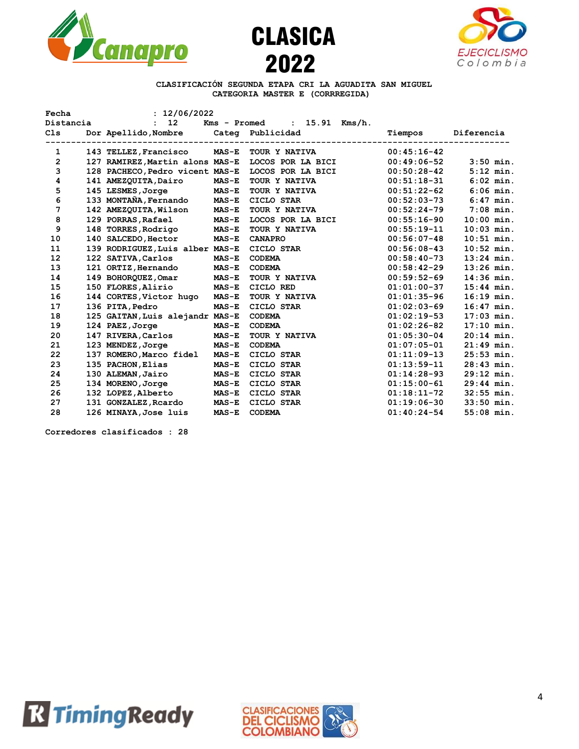# CLASICA 2022

**CLASIFICACIÓN SEGUNDA ETAPA CRI LA AGUADITA SAN MIGUEL**
**CATEGORIA MASTER E (CORRREGIDA)**

Fecha : 12/06/2022
Distancia : 12 Kms - Promed : 15.91 Kms/h.

| Cls | Dor | Apellido,Nombre | Categ | Publicidad | Tiempos | Diferencia |
|---|---|---|---|---|---|---|
| 1 | 143 | TELLEZ,Francisco | MAS-E | TOUR Y NATIVA | 00:45:16-42 | |
| 2 | 127 | RAMIREZ,Martin alons | MAS-E | LOCOS POR LA BICI | 00:49:06-52 | 3:50 min. |
| 3 | 128 | PACHECO,Pedro vicent | MAS-E | LOCOS POR LA BICI | 00:50:28-42 | 5:12 min. |
| 4 | 141 | AMEZQUITA,Dairo | MAS-E | TOUR Y NATIVA | 00:51:18-31 | 6:02 min. |
| 5 | 145 | LESMES,Jorge | MAS-E | TOUR Y NATIVA | 00:51:22-62 | 6:06 min. |
| 6 | 133 | MONTAÑA,Fernando | MAS-E | CICLO STAR | 00:52:03-73 | 6:47 min. |
| 7 | 142 | AMEZQUITA,Wilson | MAS-E | TOUR Y NATIVA | 00:52:24-79 | 7:08 min. |
| 8 | 129 | PORRAS,Rafael | MAS-E | LOCOS POR LA BICI | 00:55:16-90 | 10:00 min. |
| 9 | 148 | TORRES,Rodrigo | MAS-E | TOUR Y NATIVA | 00:55:19-11 | 10:03 min. |
| 10 | 140 | SALCEDO,Hector | MAS-E | CANAPRO | 00:56:07-48 | 10:51 min. |
| 11 | 139 | RODRIGUEZ,Luis alber | MAS-E | CICLO STAR | 00:56:08-43 | 10:52 min. |
| 12 | 122 | SATIVA,Carlos | MAS-E | CODEMA | 00:58:40-73 | 13:24 min. |
| 13 | 121 | ORTIZ,Hernando | MAS-E | CODEMA | 00:58:42-29 | 13:26 min. |
| 14 | 149 | BOHORQUEZ,Omar | MAS-E | TOUR Y NATIVA | 00:59:52-69 | 14:36 min. |
| 15 | 150 | FLORES,Alirio | MAS-E | CICLO RED | 01:01:00-37 | 15:44 min. |
| 16 | 144 | CORTES,Victor hugo | MAS-E | TOUR Y NATIVA | 01:01:35-96 | 16:19 min. |
| 17 | 136 | PITA,Pedro | MAS-E | CICLO STAR | 01:02:03-69 | 16:47 min. |
| 18 | 125 | GAITAN,Luis alejandr | MAS-E | CODEMA | 01:02:19-53 | 17:03 min. |
| 19 | 124 | PAEZ,Jorge | MAS-E | CODEMA | 01:02:26-82 | 17:10 min. |
| 20 | 147 | RIVERA,Carlos | MAS-E | TOUR Y NATIVA | 01:05:30-04 | 20:14 min. |
| 21 | 123 | MENDEZ,Jorge | MAS-E | CODEMA | 01:07:05-01 | 21:49 min. |
| 22 | 137 | ROMERO,Marco fidel | MAS-E | CICLO STAR | 01:11:09-13 | 25:53 min. |
| 23 | 135 | PACHON,Elias | MAS-E | CICLO STAR | 01:13:59-11 | 28:43 min. |
| 24 | 130 | ALEMAN,Jairo | MAS-E | CICLO STAR | 01:14:28-93 | 29:12 min. |
| 25 | 134 | MORENO,Jorge | MAS-E | CICLO STAR | 01:15:00-61 | 29:44 min. |
| 26 | 132 | LOPEZ,Alberto | MAS-E | CICLO STAR | 01:18:11-72 | 32:55 min. |
| 27 | 131 | GONZALEZ,Rcardo | MAS-E | CICLO STAR | 01:19:06-30 | 33:50 min. |
| 28 | 126 | MINAYA,Jose luis | MAS-E | CODEMA | 01:40:24-54 | 55:08 min. |

Corredores clasificados : 28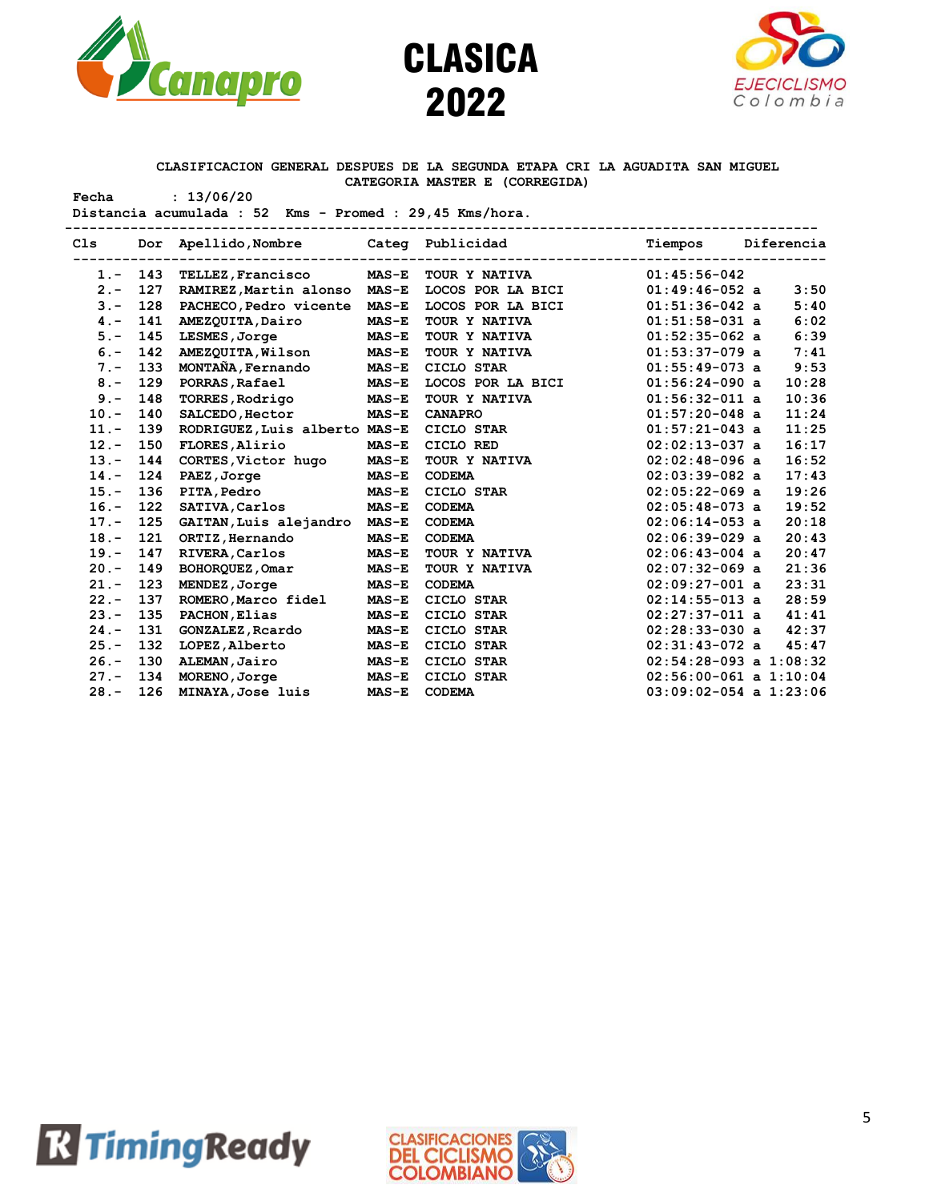# CLASICA 2022

**CLASIFICACION GENERAL DESPUES DE LA SEGUNDA ETAPA CRI LA AGUADITA SAN MIGUEL**
**CATEGORIA MASTER E (CORREGIDA)**

Fecha : 13/06/20
Distancia acumulada : 52 Kms - Promed : 29,45 Kms/hora.

| Cls | Dor | Apellido,Nombre | Categ | Publicidad | Tiempos | Diferencia |
|---|---|---|---|---|---|---|
| 1.- | 143 | TELLEZ,Francisco | MAS-E | TOUR Y NATIVA | 01:45:56-042 | |
| 2.- | 127 | RAMIREZ,Martin alonso | MAS-E | LOCOS POR LA BICI | 01:49:46-052 a | 3:50 |
| 3.- | 128 | PACHECO,Pedro vicente | MAS-E | LOCOS POR LA BICI | 01:51:36-042 a | 5:40 |
| 4.- | 141 | AMEZQUITA,Dairo | MAS-E | TOUR Y NATIVA | 01:51:58-031 a | 6:02 |
| 5.- | 145 | LESMES,Jorge | MAS-E | TOUR Y NATIVA | 01:52:35-062 a | 6:39 |
| 6.- | 142 | AMEZQUITA,Wilson | MAS-E | TOUR Y NATIVA | 01:53:37-079 a | 7:41 |
| 7.- | 133 | MONTAÑA,Fernando | MAS-E | CICLO STAR | 01:55:49-073 a | 9:53 |
| 8.- | 129 | PORRAS,Rafael | MAS-E | LOCOS POR LA BICI | 01:56:24-090 a | 10:28 |
| 9.- | 148 | TORRES,Rodrigo | MAS-E | TOUR Y NATIVA | 01:56:32-011 a | 10:36 |
| 10.- | 140 | SALCEDO,Hector | MAS-E | CANAPRO | 01:57:20-048 a | 11:24 |
| 11.- | 139 | RODRIGUEZ,Luis alberto | MAS-E | CICLO STAR | 01:57:21-043 a | 11:25 |
| 12.- | 150 | FLORES,Alirio | MAS-E | CICLO RED | 02:02:13-037 a | 16:17 |
| 13.- | 144 | CORTES,Victor hugo | MAS-E | TOUR Y NATIVA | 02:02:48-096 a | 16:52 |
| 14.- | 124 | PAEZ,Jorge | MAS-E | CODEMA | 02:03:39-082 a | 17:43 |
| 15.- | 136 | PITA,Pedro | MAS-E | CICLO STAR | 02:05:22-069 a | 19:26 |
| 16.- | 122 | SATIVA,Carlos | MAS-E | CODEMA | 02:05:48-073 a | 19:52 |
| 17.- | 125 | GAITAN,Luis alejandro | MAS-E | CODEMA | 02:06:14-053 a | 20:18 |
| 18.- | 121 | ORTIZ,Hernando | MAS-E | CODEMA | 02:06:39-029 a | 20:43 |
| 19.- | 147 | RIVERA,Carlos | MAS-E | TOUR Y NATIVA | 02:06:43-004 a | 20:47 |
| 20.- | 149 | BOHORQUEZ,Omar | MAS-E | TOUR Y NATIVA | 02:07:32-069 a | 21:36 |
| 21.- | 123 | MENDEZ,Jorge | MAS-E | CODEMA | 02:09:27-001 a | 23:31 |
| 22.- | 137 | ROMERO,Marco fidel | MAS-E | CICLO STAR | 02:14:55-013 a | 28:59 |
| 23.- | 135 | PACHON,Elias | MAS-E | CICLO STAR | 02:27:37-011 a | 41:41 |
| 24.- | 131 | GONZALEZ,Rcardo | MAS-E | CICLO STAR | 02:28:33-030 a | 42:37 |
| 25.- | 132 | LOPEZ,Alberto | MAS-E | CICLO STAR | 02:31:43-072 a | 45:47 |
| 26.- | 130 | ALEMAN,Jairo | MAS-E | CICLO STAR | 02:54:28-093 a | 1:08:32 |
| 27.- | 134 | MORENO,Jorge | MAS-E | CICLO STAR | 02:56:00-061 a | 1:10:04 |
| 28.- | 126 | MINAYA,Jose luis | MAS-E | CODEMA | 03:09:02-054 a | 1:23:06 |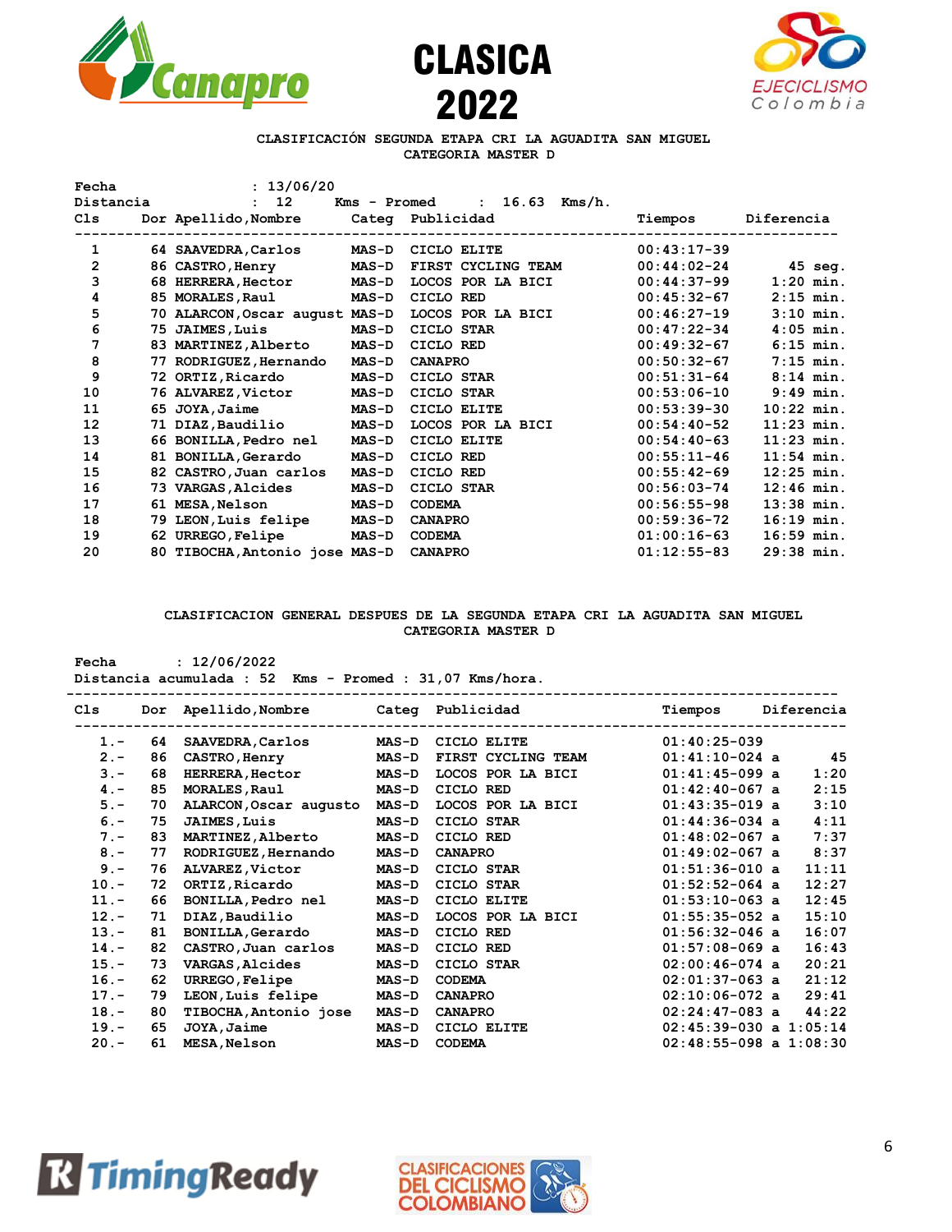# CLASICA 2022

**CLASIFICACIÓN SEGUNDA ETAPA CRI LA AGUADITA SAN MIGUEL**
**CATEGORIA MASTER D**

Fecha : 13/06/20
Distancia : 12 Kms - Promed : 16.63 Kms/h.

| Cls | Dor | Apellido,Nombre | Categ | Publicidad | Tiempos | Diferencia |
|---|---|---|---|---|---|---|
| 1 | 64 | SAAVEDRA,Carlos | MAS-D | CICLO ELITE | 00:43:17-39 | |
| 2 | 86 | CASTRO,Henry | MAS-D | FIRST CYCLING TEAM | 00:44:02-24 | 45 seg. |
| 3 | 68 | HERRERA,Hector | MAS-D | LOCOS POR LA BICI | 00:44:37-99 | 1:20 min. |
| 4 | 85 | MORALES,Raul | MAS-D | CICLO RED | 00:45:32-67 | 2:15 min. |
| 5 | 70 | ALARCON,Oscar august | MAS-D | LOCOS POR LA BICI | 00:46:27-19 | 3:10 min. |
| 6 | 75 | JAIMES,Luis | MAS-D | CICLO STAR | 00:47:22-34 | 4:05 min. |
| 7 | 83 | MARTINEZ,Alberto | MAS-D | CICLO RED | 00:49:32-67 | 6:15 min. |
| 8 | 77 | RODRIGUEZ,Hernando | MAS-D | CANAPRO | 00:50:32-67 | 7:15 min. |
| 9 | 72 | ORTIZ,Ricardo | MAS-D | CICLO STAR | 00:51:31-64 | 8:14 min. |
| 10 | 76 | ALVAREZ,Victor | MAS-D | CICLO STAR | 00:53:06-10 | 9:49 min. |
| 11 | 65 | JOYA,Jaime | MAS-D | CICLO ELITE | 00:53:39-30 | 10:22 min. |
| 12 | 71 | DIAZ,Baudilio | MAS-D | LOCOS POR LA BICI | 00:54:40-52 | 11:23 min. |
| 13 | 66 | BONILLA,Pedro nel | MAS-D | CICLO ELITE | 00:54:40-63 | 11:23 min. |
| 14 | 81 | BONILLA,Gerardo | MAS-D | CICLO RED | 00:55:11-46 | 11:54 min. |
| 15 | 82 | CASTRO,Juan carlos | MAS-D | CICLO RED | 00:55:42-69 | 12:25 min. |
| 16 | 73 | VARGAS,Alcides | MAS-D | CICLO STAR | 00:56:03-74 | 12:46 min. |
| 17 | 61 | MESA,Nelson | MAS-D | CODEMA | 00:56:55-98 | 13:38 min. |
| 18 | 79 | LEON,Luis felipe | MAS-D | CANAPRO | 00:59:36-72 | 16:19 min. |
| 19 | 62 | URREGO,Felipe | MAS-D | CODEMA | 01:00:16-63 | 16:59 min. |
| 20 | 80 | TIBOCHA,Antonio jose | MAS-D | CANAPRO | 01:12:55-83 | 29:38 min. |

**CLASIFICACION GENERAL DESPUES DE LA SEGUNDA ETAPA CRI LA AGUADITA SAN MIGUEL**
**CATEGORIA MASTER D**

Fecha : 12/06/2022
Distancia acumulada : 52 Kms - Promed : 31,07 Kms/hora.

| Cls | Dor | Apellido,Nombre | Categ | Publicidad | Tiempos | Diferencia |
|---|---|---|---|---|---|---|
| 1.- | 64 | SAAVEDRA,Carlos | MAS-D | CICLO ELITE | 01:40:25-039 | |
| 2.- | 86 | CASTRO,Henry | MAS-D | FIRST CYCLING TEAM | 01:41:10-024 a | 45 |
| 3.- | 68 | HERRERA,Hector | MAS-D | LOCOS POR LA BICI | 01:41:45-099 a | 1:20 |
| 4.- | 85 | MORALES,Raul | MAS-D | CICLO RED | 01:42:40-067 a | 2:15 |
| 5.- | 70 | ALARCON,Oscar augusto | MAS-D | LOCOS POR LA BICI | 01:43:35-019 a | 3:10 |
| 6.- | 75 | JAIMES,Luis | MAS-D | CICLO STAR | 01:44:36-034 a | 4:11 |
| 7.- | 83 | MARTINEZ,Alberto | MAS-D | CICLO RED | 01:48:02-067 a | 7:37 |
| 8.- | 77 | RODRIGUEZ,Hernando | MAS-D | CANAPRO | 01:49:02-067 a | 8:37 |
| 9.- | 76 | ALVAREZ,Victor | MAS-D | CICLO STAR | 01:51:36-010 a | 11:11 |
| 10.- | 72 | ORTIZ,Ricardo | MAS-D | CICLO STAR | 01:52:52-064 a | 12:27 |
| 11.- | 66 | BONILLA,Pedro nel | MAS-D | CICLO ELITE | 01:53:10-063 a | 12:45 |
| 12.- | 71 | DIAZ,Baudilio | MAS-D | LOCOS POR LA BICI | 01:55:35-052 a | 15:10 |
| 13.- | 81 | BONILLA,Gerardo | MAS-D | CICLO RED | 01:56:32-046 a | 16:07 |
| 14.- | 82 | CASTRO,Juan carlos | MAS-D | CICLO RED | 01:57:08-069 a | 16:43 |
| 15.- | 73 | VARGAS,Alcides | MAS-D | CICLO STAR | 02:00:46-074 a | 20:21 |
| 16.- | 62 | URREGO,Felipe | MAS-D | CODEMA | 02:01:37-063 a | 21:12 |
| 17.- | 79 | LEON,Luis felipe | MAS-D | CANAPRO | 02:10:06-072 a | 29:41 |
| 18.- | 80 | TIBOCHA,Antonio jose | MAS-D | CANAPRO | 02:24:47-083 a | 44:22 |
| 19.- | 65 | JOYA,Jaime | MAS-D | CICLO ELITE | 02:45:39-030 a | 1:05:14 |
| 20.- | 61 | MESA,Nelson | MAS-D | CODEMA | 02:48:55-098 a | 1:08:30 |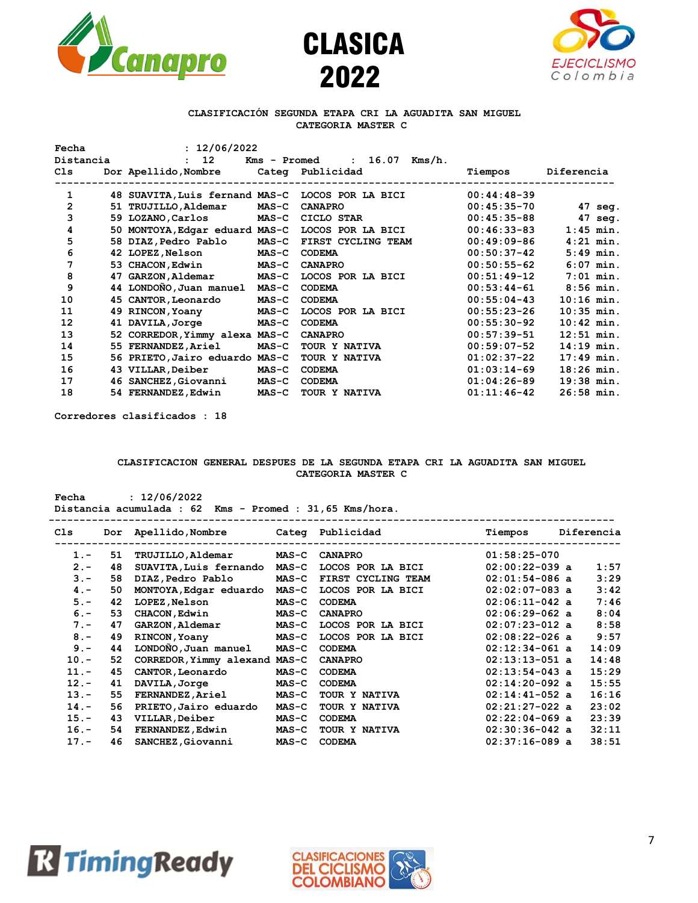# CLASICA 2022

Canapro — EJECICLISMO Colombia

### CLASIFICACIÓN SEGUNDA ETAPA CRI LA AGUADITA SAN MIGUEL
### CATEGORIA MASTER C

Fecha : 12/06/2022
Distancia : 12 Kms - Promed : 16.07 Kms/h.

| Cls | Dor | Apellido,Nombre | Categ | Publicidad | Tiempos | Diferencia |
|---|---|---|---|---|---|---|
| 1 | 48 | SUAVITA,Luis fernand | MAS-C | LOCOS POR LA BICI | 00:44:48-39 | |
| 2 | 51 | TRUJILLO,Aldemar | MAS-C | CANAPRO | 00:45:35-70 | 47 seg. |
| 3 | 59 | LOZANO,Carlos | MAS-C | CICLO STAR | 00:45:35-88 | 47 seg. |
| 4 | 50 | MONTOYA,Edgar eduard | MAS-C | LOCOS POR LA BICI | 00:46:33-83 | 1:45 min. |
| 5 | 58 | DIAZ,Pedro Pablo | MAS-C | FIRST CYCLING TEAM | 00:49:09-86 | 4:21 min. |
| 6 | 42 | LOPEZ,Nelson | MAS-C | CODEMA | 00:50:37-42 | 5:49 min. |
| 7 | 53 | CHACON,Edwin | MAS-C | CANAPRO | 00:50:55-62 | 6:07 min. |
| 8 | 47 | GARZON,Aldemar | MAS-C | LOCOS POR LA BICI | 00:51:49-12 | 7:01 min. |
| 9 | 44 | LONDOÑO,Juan manuel | MAS-C | CODEMA | 00:53:44-61 | 8:56 min. |
| 10 | 45 | CANTOR,Leonardo | MAS-C | CODEMA | 00:55:04-43 | 10:16 min. |
| 11 | 49 | RINCON,Yoany | MAS-C | LOCOS POR LA BICI | 00:55:23-26 | 10:35 min. |
| 12 | 41 | DAVILA,Jorge | MAS-C | CODEMA | 00:55:30-92 | 10:42 min. |
| 13 | 52 | CORREDOR,Yimmy alexa | MAS-C | CANAPRO | 00:57:39-51 | 12:51 min. |
| 14 | 55 | FERNANDEZ,Ariel | MAS-C | TOUR Y NATIVA | 00:59:07-52 | 14:19 min. |
| 15 | 56 | PRIETO,Jairo eduardo | MAS-C | TOUR Y NATIVA | 01:02:37-22 | 17:49 min. |
| 16 | 43 | VILLAR,Deiber | MAS-C | CODEMA | 01:03:14-69 | 18:26 min. |
| 17 | 46 | SANCHEZ,Giovanni | MAS-C | CODEMA | 01:04:26-89 | 19:38 min. |
| 18 | 54 | FERNANDEZ,Edwin | MAS-C | TOUR Y NATIVA | 01:11:46-42 | 26:58 min. |

Corredores clasificados : 18

### CLASIFICACION GENERAL DESPUES DE LA SEGUNDA ETAPA CRI LA AGUADITA SAN MIGUEL
### CATEGORIA MASTER C

Fecha : 12/06/2022
Distancia acumulada : 62 Kms - Promed : 31,65 Kms/hora.

| Cls | Dor | Apellido,Nombre | Categ | Publicidad | Tiempos | Diferencia |
|---|---|---|---|---|---|---|
| 1.- | 51 | TRUJILLO,Aldemar | MAS-C | CANAPRO | 01:58:25-070 | |
| 2.- | 48 | SUAVITA,Luis fernando | MAS-C | LOCOS POR LA BICI | 02:00:22-039 a | 1:57 |
| 3.- | 58 | DIAZ,Pedro Pablo | MAS-C | FIRST CYCLING TEAM | 02:01:54-086 a | 3:29 |
| 4.- | 50 | MONTOYA,Edgar eduardo | MAS-C | LOCOS POR LA BICI | 02:02:07-083 a | 3:42 |
| 5.- | 42 | LOPEZ,Nelson | MAS-C | CODEMA | 02:06:11-042 a | 7:46 |
| 6.- | 53 | CHACON,Edwin | MAS-C | CANAPRO | 02:06:29-062 a | 8:04 |
| 7.- | 47 | GARZON,Aldemar | MAS-C | LOCOS POR LA BICI | 02:07:23-012 a | 8:58 |
| 8.- | 49 | RINCON,Yoany | MAS-C | LOCOS POR LA BICI | 02:08:22-026 a | 9:57 |
| 9.- | 44 | LONDOÑO,Juan manuel | MAS-C | CODEMA | 02:12:34-061 a | 14:09 |
| 10.- | 52 | CORREDOR,Yimmy alexand | MAS-C | CANAPRO | 02:13:13-051 a | 14:48 |
| 11.- | 45 | CANTOR,Leonardo | MAS-C | CODEMA | 02:13:54-043 a | 15:29 |
| 12.- | 41 | DAVILA,Jorge | MAS-C | CODEMA | 02:14:20-092 a | 15:55 |
| 13.- | 55 | FERNANDEZ,Ariel | MAS-C | TOUR Y NATIVA | 02:14:41-052 a | 16:16 |
| 14.- | 56 | PRIETO,Jairo eduardo | MAS-C | TOUR Y NATIVA | 02:21:27-022 a | 23:02 |
| 15.- | 43 | VILLAR,Deiber | MAS-C | CODEMA | 02:22:04-069 a | 23:39 |
| 16.- | 54 | FERNANDEZ,Edwin | MAS-C | TOUR Y NATIVA | 02:30:36-042 a | 32:11 |
| 17.- | 46 | SANCHEZ,Giovanni | MAS-C | CODEMA | 02:37:16-089 a | 38:51 |

TimingReady — CLASIFICACIONES DEL CICLISMO COLOMBIANO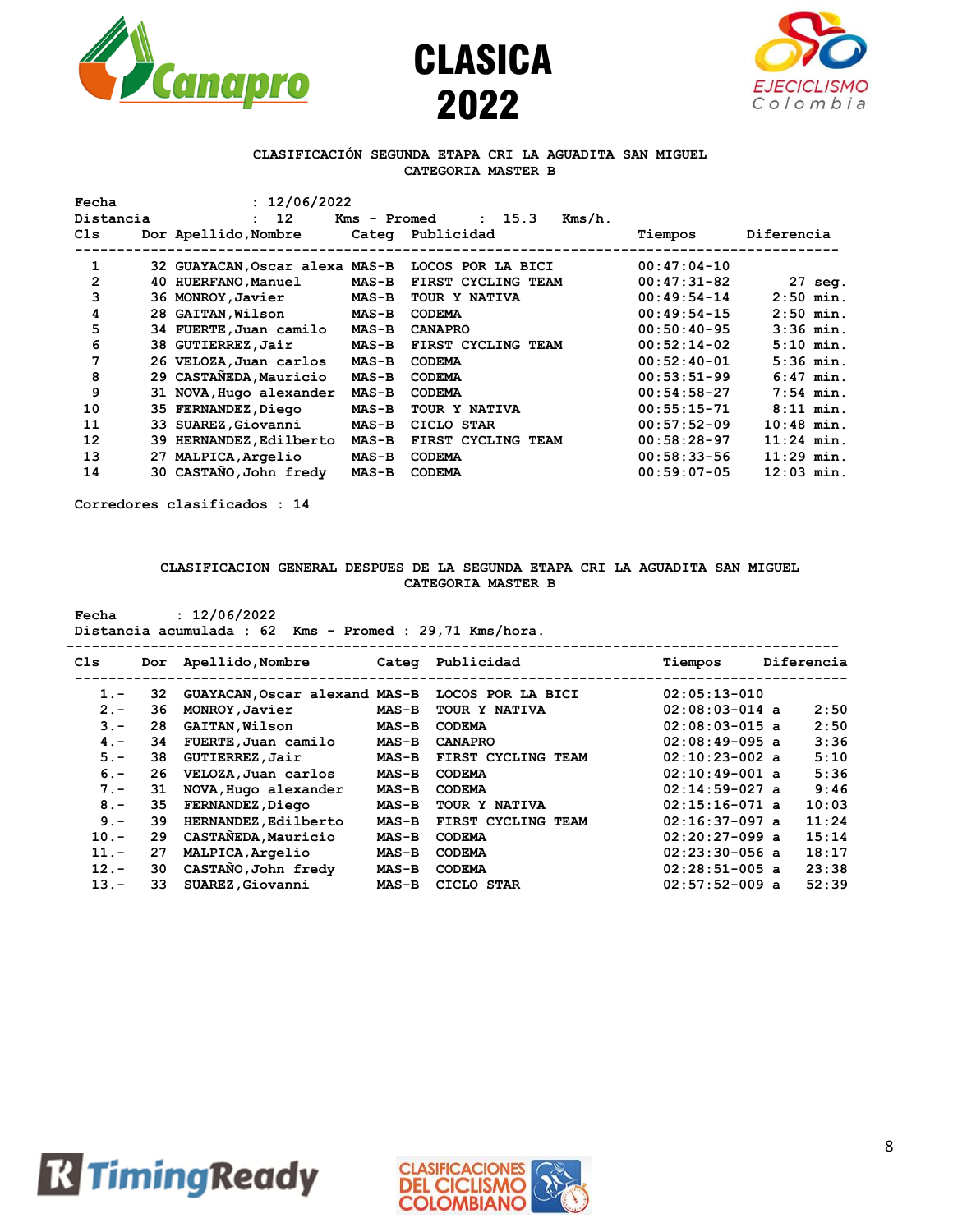# CLASICA 2022

**CLASIFICACIÓN SEGUNDA ETAPA CRI LA AGUADITA SAN MIGUEL**
**CATEGORIA MASTER B**

Fecha : 12/06/2022
Distancia : 12 Kms - Promed : 15.3 Kms/h.

| Cls | Dor | Apellido,Nombre | Categ | Publicidad | Tiempos | Diferencia |
|---|---|---|---|---|---|---|
| 1 | 32 | GUAYACAN,Oscar alexa | MAS-B | LOCOS POR LA BICI | 00:47:04-10 | |
| 2 | 40 | HUERFANO,Manuel | MAS-B | FIRST CYCLING TEAM | 00:47:31-82 | 27 seg. |
| 3 | 36 | MONROY,Javier | MAS-B | TOUR Y NATIVA | 00:49:54-14 | 2:50 min. |
| 4 | 28 | GAITAN,Wilson | MAS-B | CODEMA | 00:49:54-15 | 2:50 min. |
| 5 | 34 | FUERTE,Juan camilo | MAS-B | CANAPRO | 00:50:40-95 | 3:36 min. |
| 6 | 38 | GUTIERREZ,Jair | MAS-B | FIRST CYCLING TEAM | 00:52:14-02 | 5:10 min. |
| 7 | 26 | VELOZA,Juan carlos | MAS-B | CODEMA | 00:52:40-01 | 5:36 min. |
| 8 | 29 | CASTAÑEDA,Mauricio | MAS-B | CODEMA | 00:53:51-99 | 6:47 min. |
| 9 | 31 | NOVA,Hugo alexander | MAS-B | CODEMA | 00:54:58-27 | 7:54 min. |
| 10 | 35 | FERNANDEZ,Diego | MAS-B | TOUR Y NATIVA | 00:55:15-71 | 8:11 min. |
| 11 | 33 | SUAREZ,Giovanni | MAS-B | CICLO STAR | 00:57:52-09 | 10:48 min. |
| 12 | 39 | HERNANDEZ,Edilberto | MAS-B | FIRST CYCLING TEAM | 00:58:28-97 | 11:24 min. |
| 13 | 27 | MALPICA,Argelio | MAS-B | CODEMA | 00:58:33-56 | 11:29 min. |
| 14 | 30 | CASTAÑO,John fredy | MAS-B | CODEMA | 00:59:07-05 | 12:03 min. |

Corredores clasificados : 14

**CLASIFICACION GENERAL DESPUES DE LA SEGUNDA ETAPA CRI LA AGUADITA SAN MIGUEL**
**CATEGORIA MASTER B**

Fecha : 12/06/2022
Distancia acumulada : 62 Kms - Promed : 29,71 Kms/hora.

| Cls | Dor | Apellido,Nombre | Categ | Publicidad | Tiempos | Diferencia |
|---|---|---|---|---|---|---|
| 1.- | 32 | GUAYACAN,Oscar alexand | MAS-B | LOCOS POR LA BICI | 02:05:13-010 | |
| 2.- | 36 | MONROY,Javier | MAS-B | TOUR Y NATIVA | 02:08:03-014 a | 2:50 |
| 3.- | 28 | GAITAN,Wilson | MAS-B | CODEMA | 02:08:03-015 a | 2:50 |
| 4.- | 34 | FUERTE,Juan camilo | MAS-B | CANAPRO | 02:08:49-095 a | 3:36 |
| 5.- | 38 | GUTIERREZ,Jair | MAS-B | FIRST CYCLING TEAM | 02:10:23-002 a | 5:10 |
| 6.- | 26 | VELOZA,Juan carlos | MAS-B | CODEMA | 02:10:49-001 a | 5:36 |
| 7.- | 31 | NOVA,Hugo alexander | MAS-B | CODEMA | 02:14:59-027 a | 9:46 |
| 8.- | 35 | FERNANDEZ,Diego | MAS-B | TOUR Y NATIVA | 02:15:16-071 a | 10:03 |
| 9.- | 39 | HERNANDEZ,Edilberto | MAS-B | FIRST CYCLING TEAM | 02:16:37-097 a | 11:24 |
| 10.- | 29 | CASTAÑEDA,Mauricio | MAS-B | CODEMA | 02:20:27-099 a | 15:14 |
| 11.- | 27 | MALPICA,Argelio | MAS-B | CODEMA | 02:23:30-056 a | 18:17 |
| 12.- | 30 | CASTAÑO,John fredy | MAS-B | CODEMA | 02:28:51-005 a | 23:38 |
| 13.- | 33 | SUAREZ,Giovanni | MAS-B | CICLO STAR | 02:57:52-009 a | 52:39 |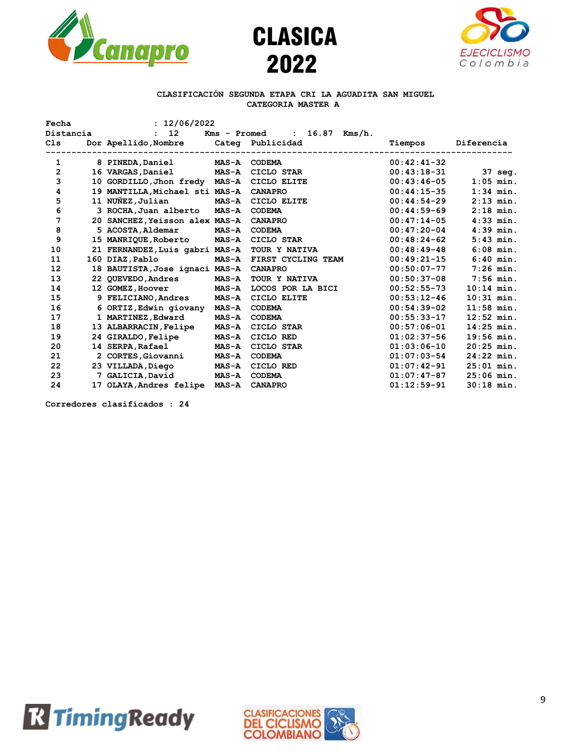# CLASICA 2022

**CLASIFICACIÓN SEGUNDA ETAPA CRI LA AGUADITA SAN MIGUEL**
**CATEGORIA MASTER A**

**Fecha** : 12/06/2022
**Distancia** : 12 Kms - Promed : 16.87 Kms/h.

| Cls | Dor | Apellido,Nombre | Categ | Publicidad | Tiempos | Diferencia |
|---|---|---|---|---|---|---|
| 1 | 8 | PINEDA,Daniel | MAS-A | CODEMA | 00:42:41-32 | |
| 2 | 16 | VARGAS,Daniel | MAS-A | CICLO STAR | 00:43:18-31 | 37 seg. |
| 3 | 10 | GORDILLO,Jhon fredy | MAS-A | CICLO ELITE | 00:43:46-05 | 1:05 min. |
| 4 | 19 | MANTILLA,Michael sti | MAS-A | CANAPRO | 00:44:15-35 | 1:34 min. |
| 5 | 11 | NUÑEZ,Julian | MAS-A | CICLO ELITE | 00:44:54-29 | 2:13 min. |
| 6 | 3 | ROCHA,Juan alberto | MAS-A | CODEMA | 00:44:59-69 | 2:18 min. |
| 7 | 20 | SANCHEZ,Yeisson alex | MAS-A | CANAPRO | 00:47:14-05 | 4:33 min. |
| 8 | 5 | ACOSTA,Aldemar | MAS-A | CODEMA | 00:47:20-04 | 4:39 min. |
| 9 | 15 | MANRIQUE,Roberto | MAS-A | CICLO STAR | 00:48:24-62 | 5:43 min. |
| 10 | 21 | FERNANDEZ,Luis gabri | MAS-A | TOUR Y NATIVA | 00:48:49-48 | 6:08 min. |
| 11 | 160 | DIAZ,Pablo | MAS-A | FIRST CYCLING TEAM | 00:49:21-15 | 6:40 min. |
| 12 | 18 | BAUTISTA,Jose ignaci | MAS-A | CANAPRO | 00:50:07-77 | 7:26 min. |
| 13 | 22 | QUEVEDO,Andres | MAS-A | TOUR Y NATIVA | 00:50:37-08 | 7:56 min. |
| 14 | 12 | GOMEZ,Hoover | MAS-A | LOCOS POR LA BICI | 00:52:55-73 | 10:14 min. |
| 15 | 9 | FELICIANO,Andres | MAS-A | CICLO ELITE | 00:53:12-46 | 10:31 min. |
| 16 | 6 | ORTIZ,Edwin giovany | MAS-A | CODEMA | 00:54:39-02 | 11:58 min. |
| 17 | 1 | MARTINEZ,Edward | MAS-A | CODEMA | 00:55:33-17 | 12:52 min. |
| 18 | 13 | ALBARRACIN,Felipe | MAS-A | CICLO STAR | 00:57:06-01 | 14:25 min. |
| 19 | 24 | GIRALDO,Felipe | MAS-A | CICLO RED | 01:02:37-56 | 19:56 min. |
| 20 | 14 | SERPA,Rafael | MAS-A | CICLO STAR | 01:03:06-10 | 20:25 min. |
| 21 | 2 | CORTES,Giovanni | MAS-A | CODEMA | 01:07:03-54 | 24:22 min. |
| 22 | 23 | VILLADA,Diego | MAS-A | CICLO RED | 01:07:42-91 | 25:01 min. |
| 23 | 7 | GALICIA,David | MAS-A | CODEMA | 01:07:47-87 | 25:06 min. |
| 24 | 17 | OLAYA,Andres felipe | MAS-A | CANAPRO | 01:12:59-91 | 30:18 min. |

**Corredores clasificados : 24**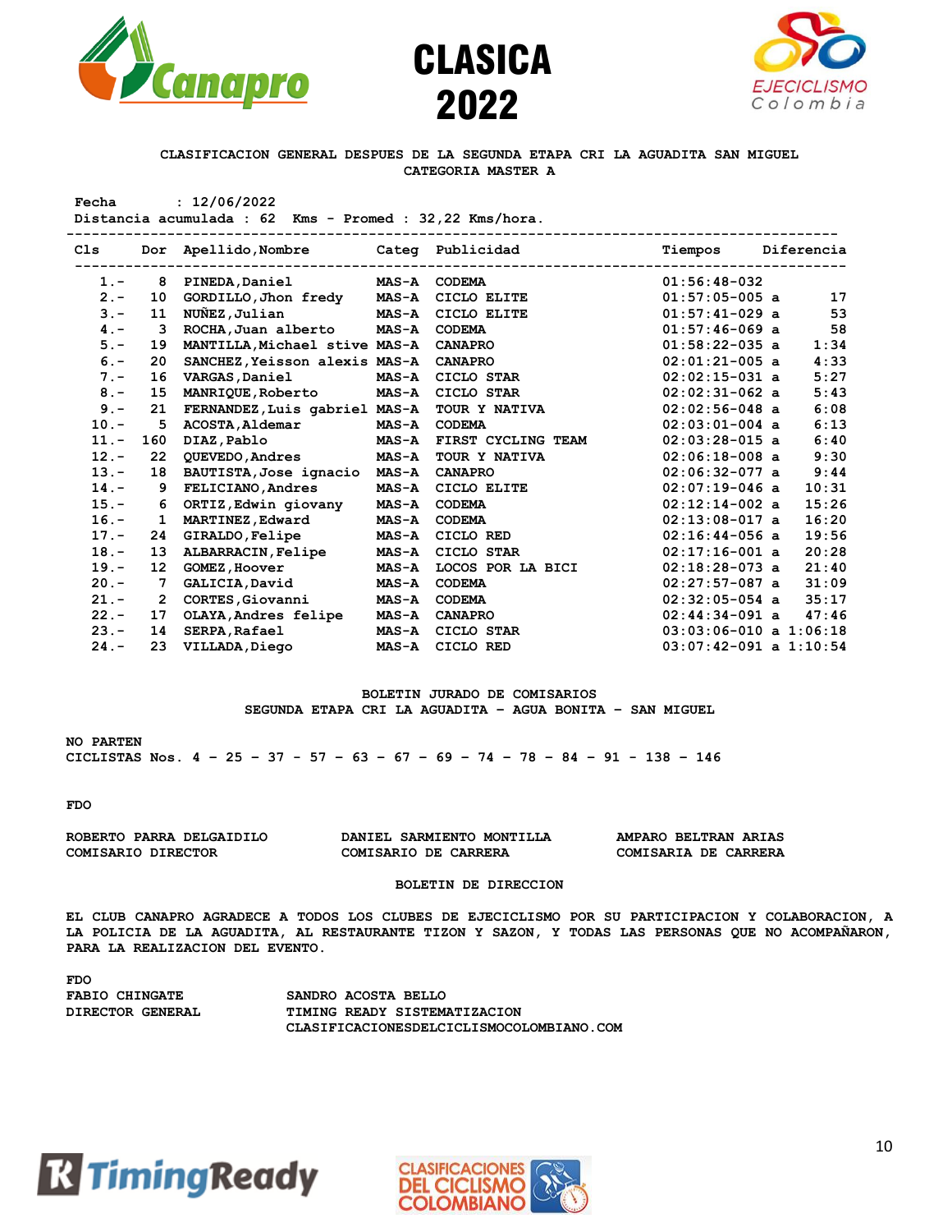# CLASICA 2022

**CLASIFICACION GENERAL DESPUES DE LA SEGUNDA ETAPA CRI LA AGUADITA SAN MIGUEL**
**CATEGORIA MASTER A**

Fecha : 12/06/2022
Distancia acumulada : 62 Kms - Promed : 32,22 Kms/hora.

| Cls | Dor | Apellido,Nombre | Categ | Publicidad | Tiempos | Diferencia |
|---|---|---|---|---|---|---|
| 1.- | 8 | PINEDA,Daniel | MAS-A | CODEMA | 01:56:48-032 | |
| 2.- | 10 | GORDILLO,Jhon fredy | MAS-A | CICLO ELITE | 01:57:05-005 a | 17 |
| 3.- | 11 | NUÑEZ,Julian | MAS-A | CICLO ELITE | 01:57:41-029 a | 53 |
| 4.- | 3 | ROCHA,Juan alberto | MAS-A | CODEMA | 01:57:46-069 a | 58 |
| 5.- | 19 | MANTILLA,Michael stive | MAS-A | CANAPRO | 01:58:22-035 a | 1:34 |
| 6.- | 20 | SANCHEZ,Yeisson alexis | MAS-A | CANAPRO | 02:01:21-005 a | 4:33 |
| 7.- | 16 | VARGAS,Daniel | MAS-A | CICLO STAR | 02:02:15-031 a | 5:27 |
| 8.- | 15 | MANRIQUE,Roberto | MAS-A | CICLO STAR | 02:02:31-062 a | 5:43 |
| 9.- | 21 | FERNANDEZ,Luis gabriel | MAS-A | TOUR Y NATIVA | 02:02:56-048 a | 6:08 |
| 10.- | 5 | ACOSTA,Aldemar | MAS-A | CODEMA | 02:03:01-004 a | 6:13 |
| 11.- | 160 | DIAZ,Pablo | MAS-A | FIRST CYCLING TEAM | 02:03:28-015 a | 6:40 |
| 12.- | 22 | QUEVEDO,Andres | MAS-A | TOUR Y NATIVA | 02:06:18-008 a | 9:30 |
| 13.- | 18 | BAUTISTA,Jose ignacio | MAS-A | CANAPRO | 02:06:32-077 a | 9:44 |
| 14.- | 9 | FELICIANO,Andres | MAS-A | CICLO ELITE | 02:07:19-046 a | 10:31 |
| 15.- | 6 | ORTIZ,Edwin giovany | MAS-A | CODEMA | 02:12:14-002 a | 15:26 |
| 16.- | 1 | MARTINEZ,Edward | MAS-A | CODEMA | 02:13:08-017 a | 16:20 |
| 17.- | 24 | GIRALDO,Felipe | MAS-A | CICLO RED | 02:16:44-056 a | 19:56 |
| 18.- | 13 | ALBARRACIN,Felipe | MAS-A | CICLO STAR | 02:17:16-001 a | 20:28 |
| 19.- | 12 | GOMEZ,Hoover | MAS-A | LOCOS POR LA BICI | 02:18:28-073 a | 21:40 |
| 20.- | 7 | GALICIA,David | MAS-A | CODEMA | 02:27:57-087 a | 31:09 |
| 21.- | 2 | CORTES,Giovanni | MAS-A | CODEMA | 02:32:05-054 a | 35:17 |
| 22.- | 17 | OLAYA,Andres felipe | MAS-A | CANAPRO | 02:44:34-091 a | 47:46 |
| 23.- | 14 | SERPA,Rafael | MAS-A | CICLO STAR | 03:03:06-010 a | 1:06:18 |
| 24.- | 23 | VILLADA,Diego | MAS-A | CICLO RED | 03:07:42-091 a | 1:10:54 |

**BOLETIN JURADO DE COMISARIOS**
**SEGUNDA ETAPA CRI LA AGUADITA – AGUA BONITA – SAN MIGUEL**

NO PARTEN
CICLISTAS Nos. 4 – 25 – 37 - 57 – 63 – 67 – 69 – 74 – 78 – 84 – 91 - 138 – 146

FDO

ROBERTO PARRA DELGAIDILO — COMISARIO DIRECTOR
DANIEL SARMIENTO MONTILLA — COMISARIO DE CARRERA
AMPARO BELTRAN ARIAS — COMISARIA DE CARRERA

**BOLETIN DE DIRECCION**

EL CLUB CANAPRO AGRADECE A TODOS LOS CLUBES DE EJECICLISMO POR SU PARTICIPACION Y COLABORACION, A LA POLICIA DE LA AGUADITA, AL RESTAURANTE TIZON Y SAZON, Y TODAS LAS PERSONAS QUE NO ACOMPAÑARON, PARA LA REALIZACION DEL EVENTO.

FDO
FABIO CHINGATE — DIRECTOR GENERAL
SANDRO ACOSTA BELLO — TIMING READY SISTEMATIZACION — CLASIFICACIONESDELCICLISMOCOLOMBIANO.COM